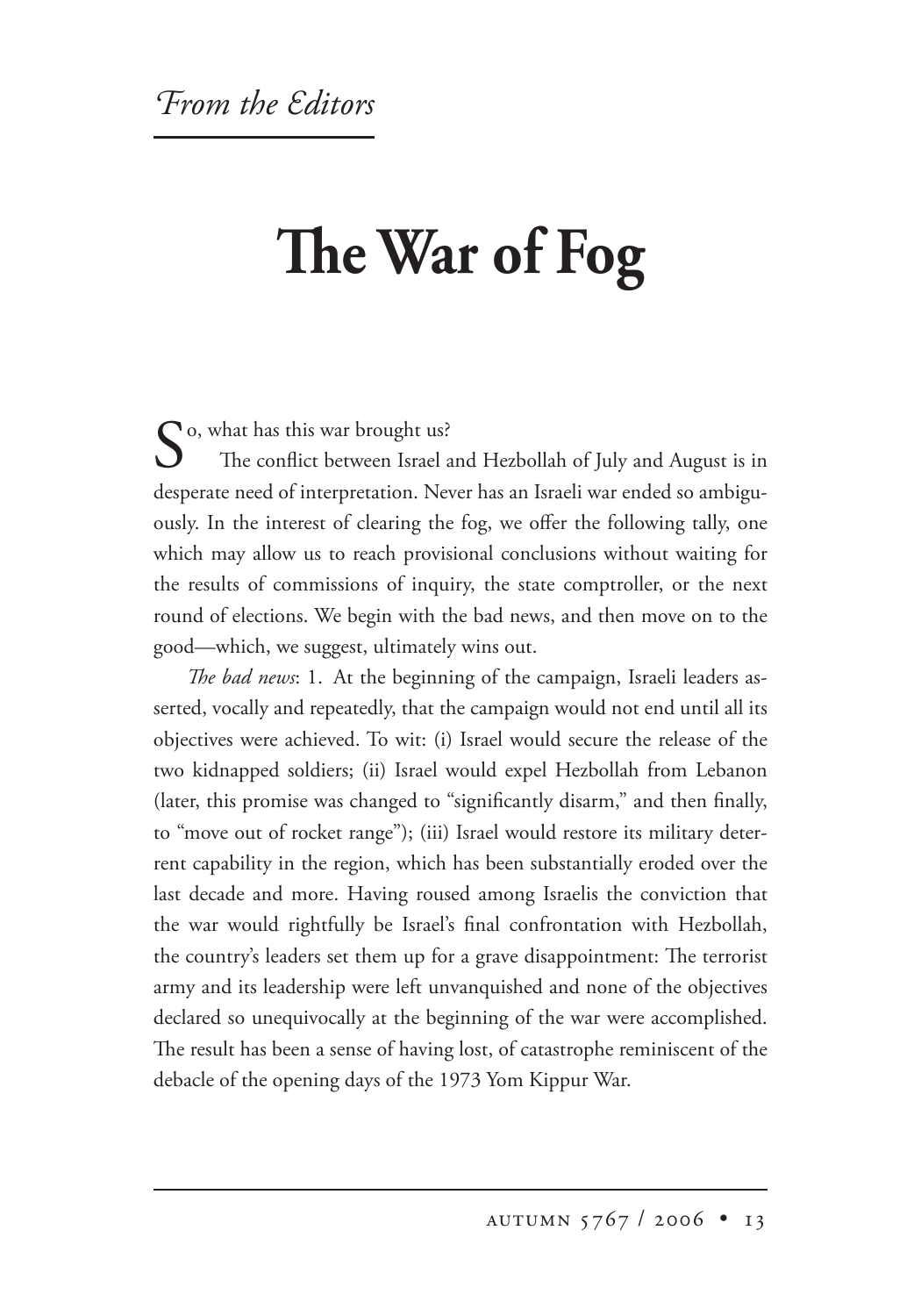*From the Editors*

# The War of Fog

So, what has this war brought us?

The conflict between Israel and Hezbollah of July and August is in desperate need of interpretation. Never has an Israeli war ended so ambiguously. In the interest of clearing the fog, we offer the following tally, one which may allow us to reach provisional conclusions without waiting for the results of commissions of inquiry, the state comptroller, or the next round of elections. We begin with the bad news, and then move on to the good—which, we suggest, ultimately wins out.

*The bad news*: 1. At the beginning of the campaign, Israeli leaders asserted, vocally and repeatedly, that the campaign would not end until all its objectives were achieved. To wit: (i) Israel would secure the release of the two kidnapped soldiers; (ii) Israel would expel Hezbollah from Lebanon (later, this promise was changed to "significantly disarm," and then finally, to "move out of rocket range"); (iii) Israel would restore its military deterrent capability in the region, which has been substantially eroded over the last decade and more. Having roused among Israelis the conviction that the war would rightfully be Israel's final confrontation with Hezbollah, the country's leaders set them up for a grave disappointment: The terrorist army and its leadership were left unvanquished and none of the objectives declared so unequivocally at the beginning of the war were accomplished. The result has been a sense of having lost, of catastrophe reminiscent of the debacle of the opening days of the 1973 Yom Kippur War.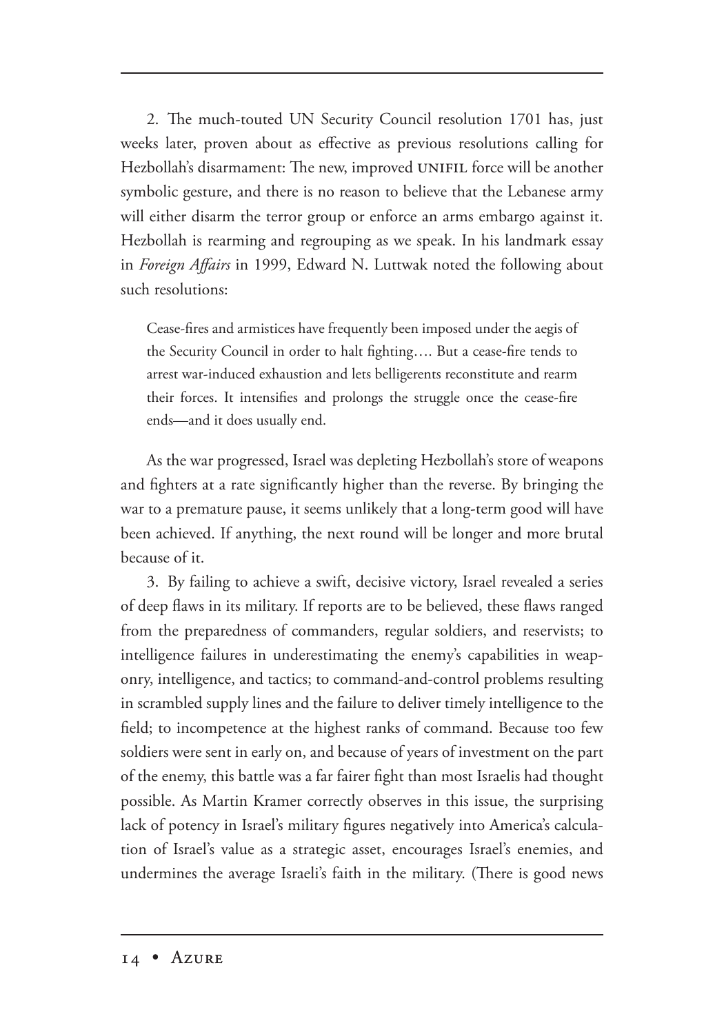2. The much-touted UN Security Council resolution 1701 has, just weeks later, proven about as effective as previous resolutions calling for Hezbollah's disarmament: The new, improved UNIFIL force will be another symbolic gesture, and there is no reason to believe that the Lebanese army will either disarm the terror group or enforce an arms embargo against it. Hezbollah is rearming and regrouping as we speak. In his landmark essay in *Foreign Affairs* in 1999, Edward N. Luttwak noted the following about such resolutions:

> Cease-fires and armistices have frequently been imposed under the aegis of the Security Council in order to halt fighting…. But a cease-fire tends to arrest war-induced exhaustion and lets belligerents reconstitute and rearm their forces. It intensifies and prolongs the struggle once the cease-fire ends—and it does usually end.

As the war progressed, Israel was depleting Hezbollah's store of weapons and fighters at a rate significantly higher than the reverse. By bringing the war to a premature pause, it seems unlikely that a long-term good will have been achieved. If anything, the next round will be longer and more brutal because of it.

3. By failing to achieve a swift, decisive victory, Israel revealed a series of deep flaws in its military. If reports are to be believed, these flaws ranged from the preparedness of commanders, regular soldiers, and reservists; to intelligence failures in underestimating the enemy's capabilities in weaponry, intelligence, and tactics; to command-and-control problems resulting in scrambled supply lines and the failure to deliver timely intelligence to the field; to incompetence at the highest ranks of command. Because too few soldiers were sent in early on, and because of years of investment on the part of the enemy, this battle was a far fairer fight than most Israelis had thought possible. As Martin Kramer correctly observes in this issue, the surprising lack of potency in Israel's military figures negatively into America's calculation of Israel's value as a strategic asset, encourages Israel's enemies, and undermines the average Israeli's faith in the military. (There is good news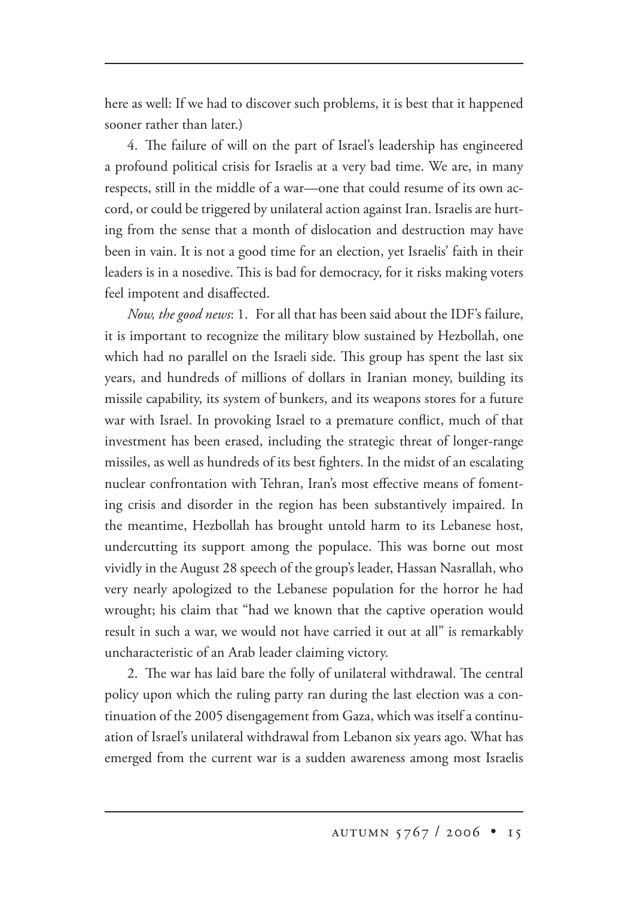here as well: If we had to discover such problems, it is best that it happened sooner rather than later.)

4. The failure of will on the part of Israel's leadership has engineered a profound political crisis for Israelis at a very bad time. We are, in many respects, still in the middle of a war—one that could resume of its own accord, or could be triggered by unilateral action against Iran. Israelis are hurting from the sense that a month of dislocation and destruction may have been in vain. It is not a good time for an election, yet Israelis' faith in their leaders is in a nosedive. This is bad for democracy, for it risks making voters feel impotent and disaffected.

*Now, the good news*: 1. For all that has been said about the IDF's failure, it is important to recognize the military blow sustained by Hezbollah, one which had no parallel on the Israeli side. This group has spent the last six years, and hundreds of millions of dollars in Iranian money, building its missile capability, its system of bunkers, and its weapons stores for a future war with Israel. In provoking Israel to a premature conflict, much of that investment has been erased, including the strategic threat of longer-range missiles, as well as hundreds of its best fighters. In the midst of an escalating nuclear confrontation with Tehran, Iran's most effective means of fomenting crisis and disorder in the region has been substantively impaired. In the meantime, Hezbollah has brought untold harm to its Lebanese host, undercutting its support among the populace. This was borne out most vividly in the August 28 speech of the group's leader, Hassan Nasrallah, who very nearly apologized to the Lebanese population for the horror he had wrought; his claim that "had we known that the captive operation would result in such a war, we would not have carried it out at all" is remarkably uncharacteristic of an Arab leader claiming victory.

2. The war has laid bare the folly of unilateral withdrawal. The central policy upon which the ruling party ran during the last election was a continuation of the 2005 disengagement from Gaza, which was itself a continuation of Israel's unilateral withdrawal from Lebanon six years ago. What has emerged from the current war is a sudden awareness among most Israelis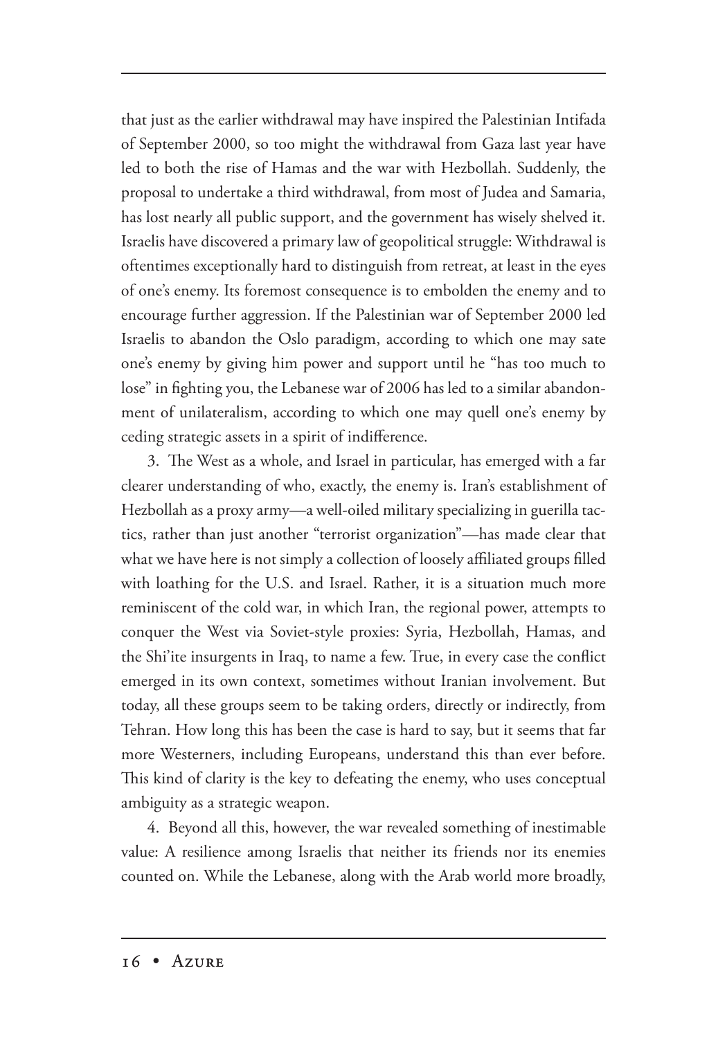that just as the earlier withdrawal may have inspired the Palestinian Intifada of September 2000, so too might the withdrawal from Gaza last year have led to both the rise of Hamas and the war with Hezbollah. Suddenly, the proposal to undertake a third withdrawal, from most of Judea and Samaria, has lost nearly all public support, and the government has wisely shelved it. Israelis have discovered a primary law of geopolitical struggle: Withdrawal is oftentimes exceptionally hard to distinguish from retreat, at least in the eyes of one's enemy. Its foremost consequence is to embolden the enemy and to encourage further aggression. If the Palestinian war of September 2000 led Israelis to abandon the Oslo paradigm, according to which one may sate one's enemy by giving him power and support until he "has too much to lose" in fighting you, the Lebanese war of 2006 has led to a similar abandonment of unilateralism, according to which one may quell one's enemy by ceding strategic assets in a spirit of indifference.

3. The West as a whole, and Israel in particular, has emerged with a far clearer understanding of who, exactly, the enemy is. Iran's establishment of Hezbollah as a proxy army—a well-oiled military specializing in guerilla tactics, rather than just another "terrorist organization"—has made clear that what we have here is not simply a collection of loosely affiliated groups filled with loathing for the U.S. and Israel. Rather, it is a situation much more reminiscent of the cold war, in which Iran, the regional power, attempts to conquer the West via Soviet-style proxies: Syria, Hezbollah, Hamas, and the Shi'ite insurgents in Iraq, to name a few. True, in every case the conflict emerged in its own context, sometimes without Iranian involvement. But today, all these groups seem to be taking orders, directly or indirectly, from Tehran. How long this has been the case is hard to say, but it seems that far more Westerners, including Europeans, understand this than ever before. This kind of clarity is the key to defeating the enemy, who uses conceptual ambiguity as a strategic weapon.

4. Beyond all this, however, the war revealed something of inestimable value: A resilience among Israelis that neither its friends nor its enemies counted on. While the Lebanese, along with the Arab world more broadly,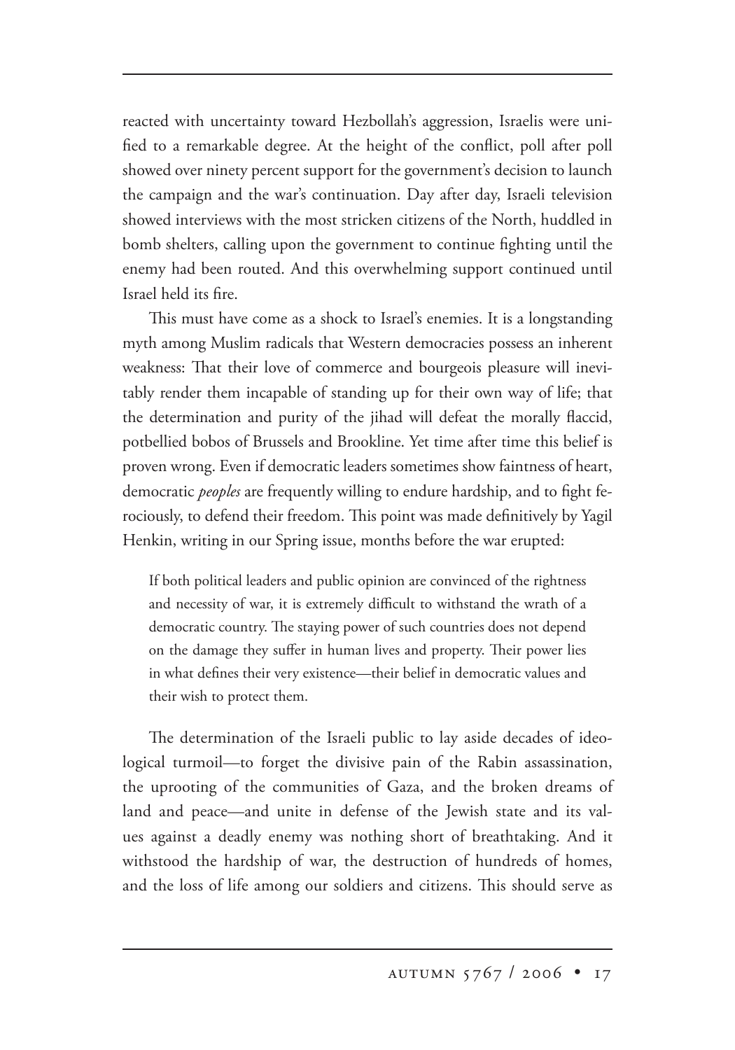reacted with uncertainty toward Hezbollah's aggression, Israelis were unified to a remarkable degree. At the height of the conflict, poll after poll showed over ninety percent support for the government's decision to launch the campaign and the war's continuation. Day after day, Israeli television showed interviews with the most stricken citizens of the North, huddled in bomb shelters, calling upon the government to continue fighting until the enemy had been routed. And this overwhelming support continued until Israel held its fire.

This must have come as a shock to Israel's enemies. It is a longstanding myth among Muslim radicals that Western democracies possess an inherent weakness: That their love of commerce and bourgeois pleasure will inevitably render them incapable of standing up for their own way of life; that the determination and purity of the jihad will defeat the morally flaccid, potbellied bobos of Brussels and Brookline. Yet time after time this belief is proven wrong. Even if democratic leaders sometimes show faintness of heart, democratic *peoples* are frequently willing to endure hardship, and to fight ferociously, to defend their freedom. This point was made definitively by Yagil Henkin, writing in our Spring issue, months before the war erupted:

> If both political leaders and public opinion are convinced of the rightness and necessity of war, it is extremely difficult to withstand the wrath of a democratic country. The staying power of such countries does not depend on the damage they suffer in human lives and property. Their power lies in what defines their very existence—their belief in democratic values and their wish to protect them.

The determination of the Israeli public to lay aside decades of ideological turmoil—to forget the divisive pain of the Rabin assassination, the uprooting of the communities of Gaza, and the broken dreams of land and peace—and unite in defense of the Jewish state and its values against a deadly enemy was nothing short of breathtaking. And it withstood the hardship of war, the destruction of hundreds of homes, and the loss of life among our soldiers and citizens. This should serve as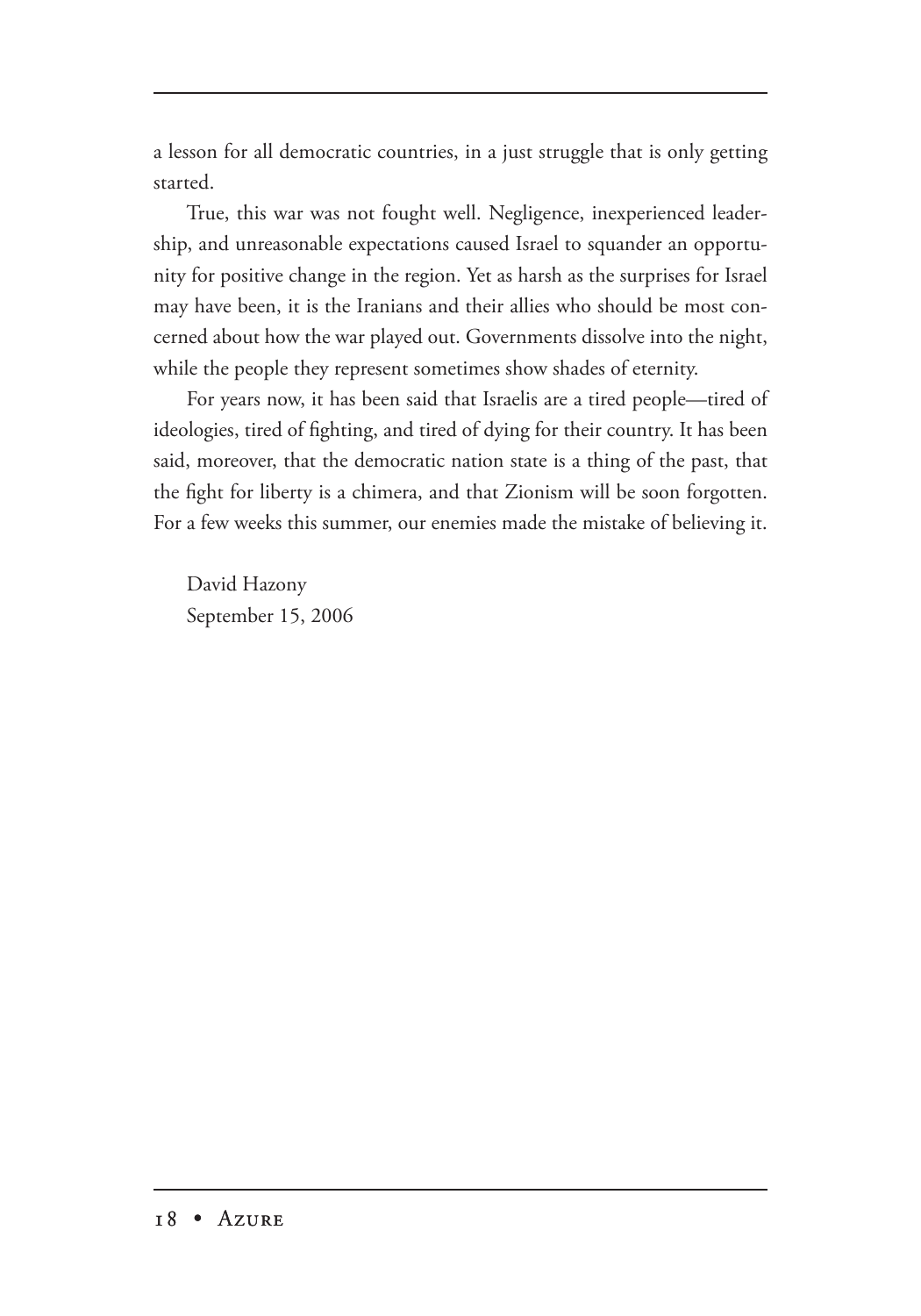a lesson for all democratic countries, in a just struggle that is only getting started.

True, this war was not fought well. Negligence, inexperienced leadership, and unreasonable expectations caused Israel to squander an opportunity for positive change in the region. Yet as harsh as the surprises for Israel may have been, it is the Iranians and their allies who should be most concerned about how the war played out. Governments dissolve into the night, while the people they represent sometimes show shades of eternity.

For years now, it has been said that Israelis are a tired people—tired of ideologies, tired of fighting, and tired of dying for their country. It has been said, moreover, that the democratic nation state is a thing of the past, that the fight for liberty is a chimera, and that Zionism will be soon forgotten. For a few weeks this summer, our enemies made the mistake of believing it.

David Hazony
September 15, 2006